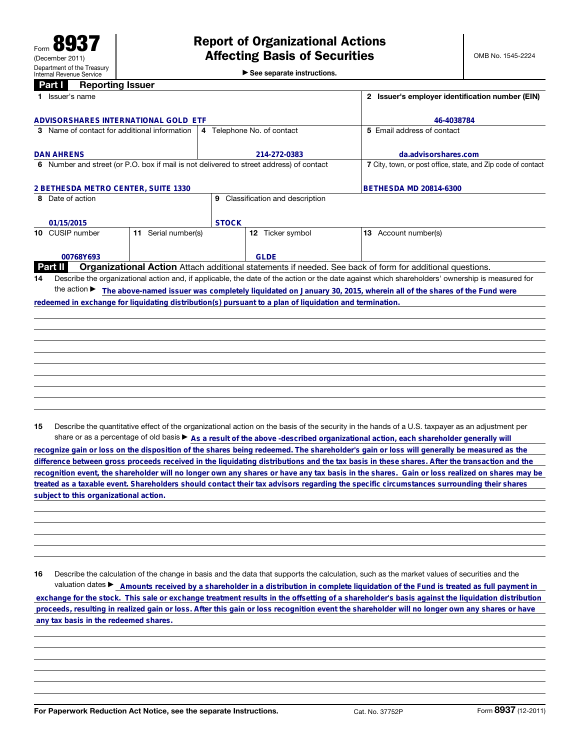Form **8937**
(December 2011)
Department of the Treasury
Internal Revenue Service

# Report of Organizational Actions Affecting Basis of Securities

▶ See separate instructions.

OMB No. 1545-2224

## Part I Reporting Issuer

| 1 Issuer's name | | | 2 Issuer's employer identification number (EIN) |
|---|---|---|---|
| ADVISORSHARES INTERNATIONAL GOLD ETF | | | 46-4038784 |
| 3 Name of contact for additional information | 4 Telephone No. of contact | | 5 Email address of contact |
| DAN AHRENS | 214-272-0383 | | da.advisorshares.com |
| 6 Number and street (or P.O. box if mail is not delivered to street address) of contact | | | 7 City, town, or post office, state, and Zip code of contact |
| 2 BETHESDA METRO CENTER, SUITE 1330 | | | BETHESDA MD 20814-6300 |
| 8 Date of action | 9 Classification and description | | |
| 01/15/2015 | STOCK | | |
| 10 CUSIP number | 11 Serial number(s) | 12 Ticker symbol | 13 Account number(s) |
| 00768Y693 | | GLDE | |

## Part II Organizational Action

Attach additional statements if needed. See back of form for additional questions.

**14** Describe the organizational action and, if applicable, the date of the action or the date against which shareholders' ownership is measured for the action ▶ The above-named issuer was completely liquidated on January 30, 2015, wherein all of the shares of the Fund were redeemed in exchange for liquidating distribution(s) pursuant to a plan of liquidation and termination.

**15** Describe the quantitative effect of the organizational action on the basis of the security in the hands of a U.S. taxpayer as an adjustment per share or as a percentage of old basis ▶ As a result of the above -described organizational action, each shareholder generally will recognize gain or loss on the disposition of the shares being redeemed. The shareholder's gain or loss will generally be measured as the difference between gross proceeds received in the liquidating distributions and the tax basis in these shares. After the transaction and the recognition event, the shareholder will no longer own any shares or have any tax basis in the shares. Gain or loss realized on shares may be treated as a taxable event. Shareholders should contact their tax advisors regarding the specific circumstances surrounding their shares subject to this organizational action.

**16** Describe the calculation of the change in basis and the data that supports the calculation, such as the market values of securities and the valuation dates ▶ Amounts received by a shareholder in a distribution in complete liquidation of the Fund is treated as full payment in exchange for the stock. This sale or exchange treatment results in the offsetting of a shareholder's basis against the liquidation distribution proceeds, resulting in realized gain or loss. After this gain or loss recognition event the shareholder will no longer own any shares or have any tax basis in the redeemed shares.

For Paperwork Reduction Act Notice, see the separate Instructions. Cat. No. 37752P Form **8937** (12-2011)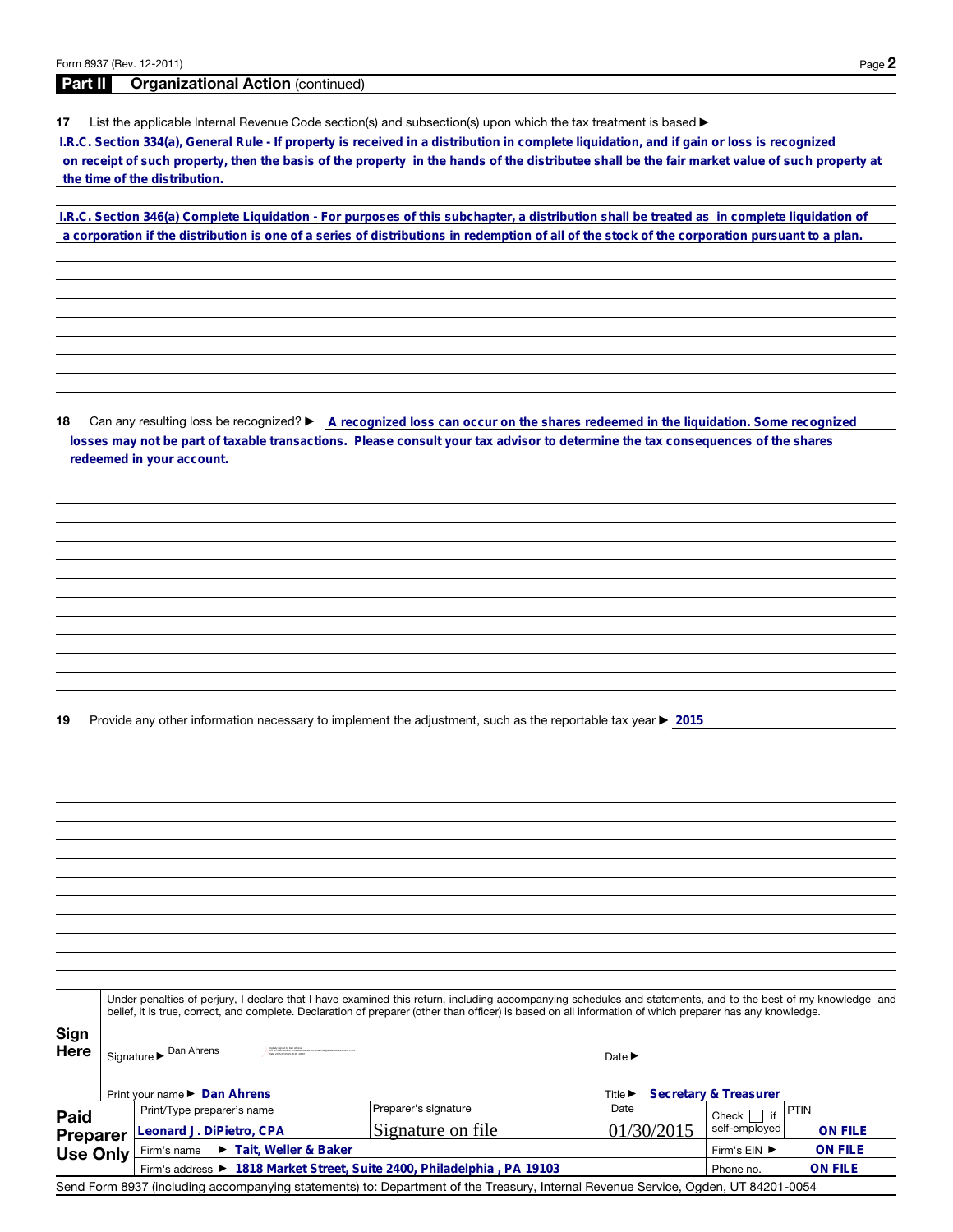## Part II Organizational Action (continued)

**17** List the applicable Internal Revenue Code section(s) and subsection(s) upon which the tax treatment is based ►

**I.R.C. Section 334(a), General Rule - If property is received in a distribution in complete liquidation, and if gain or loss is recognized on receipt of such property, then the basis of the property in the hands of the distributee shall be the fair market value of such property at the time of the distribution.**

**I.R.C. Section 346(a) Complete Liquidation - For purposes of this subchapter, a distribution shall be treated as in complete liquidation of a corporation if the distribution is one of a series of distributions in redemption of all of the stock of the corporation pursuant to a plan.**

**18** Can any resulting loss be recognized? ► **A recognized loss can occur on the shares redeemed in the liquidation. Some recognized losses may not be part of taxable transactions. Please consult your tax advisor to determine the tax consequences of the shares redeemed in your account.**

**19** Provide any other information necessary to implement the adjustment, such as the reportable tax year ► **2015**

**Sign Here**

Under penalties of perjury, I declare that I have examined this return, including accompanying schedules and statements, and to the best of my knowledge and belief, it is true, correct, and complete. Declaration of preparer (other than officer) is based on all information of which preparer has any knowledge.

Signature ► Dan Ahrens    Date ►

Print your name ► **Dan Ahrens**    Title ► **Secretary & Treasurer**

**Paid Preparer Use Only**

| Print/Type preparer's name | Preparer's signature | Date | Check ☐ if self-employed | PTIN |
|---|---|---|---|---|
| **Leonard J. DiPietro, CPA** | Signature on file | 01/30/2015 | | **ON FILE** |
| Firm's name ► **Tait, Weller & Baker** | | | Firm's EIN ► | **ON FILE** |
| Firm's address ► **1818 Market Street, Suite 2400, Philadelphia, PA 19103** | | | Phone no. | **ON FILE** |

Send Form 8937 (including accompanying statements) to: Department of the Treasury, Internal Revenue Service, Ogden, UT 84201-0054